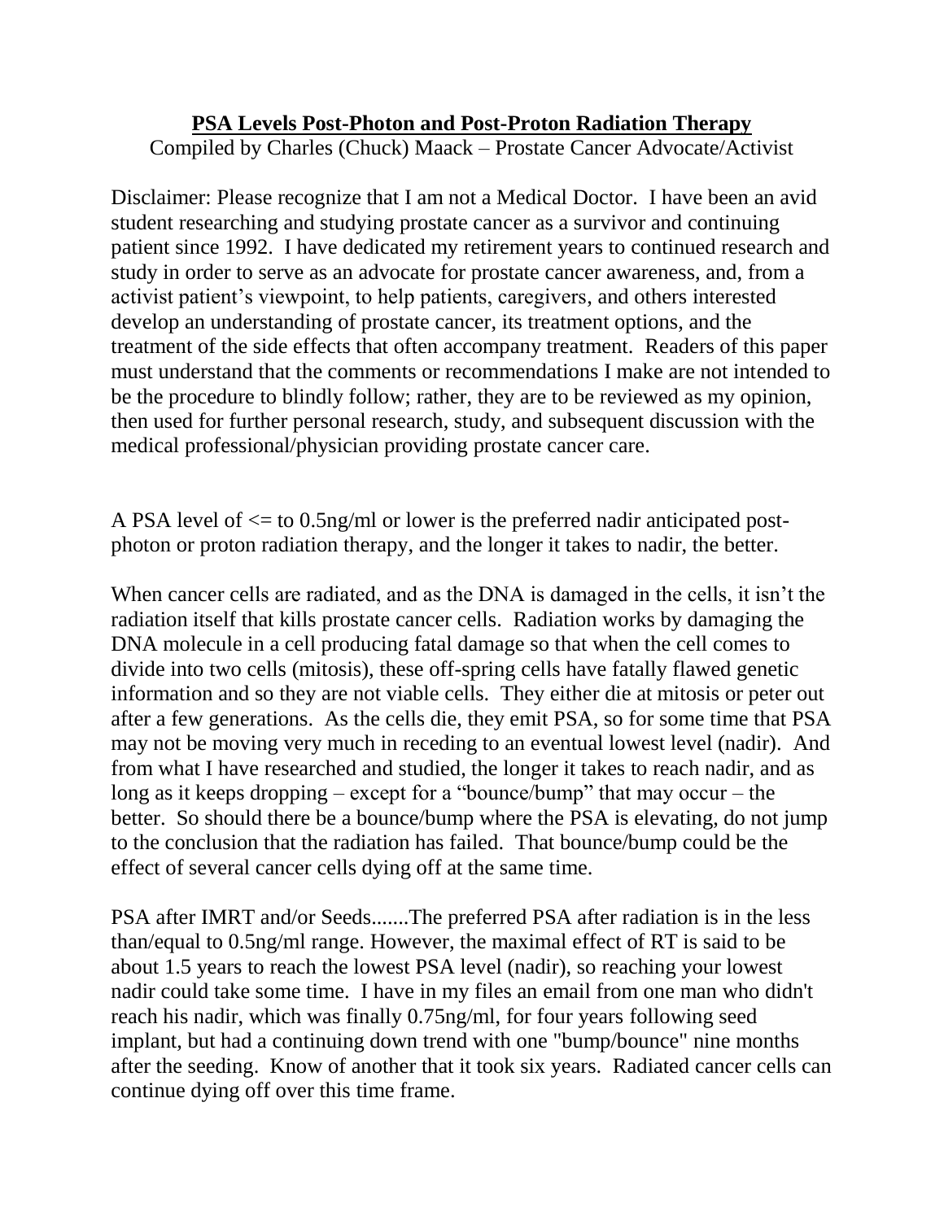# **PSA Levels Post-Photon and Post-Proton Radiation Therapy**

Compiled by Charles (Chuck) Maack – Prostate Cancer Advocate/Activist

Disclaimer: Please recognize that I am not a Medical Doctor. I have been an avid student researching and studying prostate cancer as a survivor and continuing patient since 1992. I have dedicated my retirement years to continued research and study in order to serve as an advocate for prostate cancer awareness, and, from a activist patient's viewpoint, to help patients, caregivers, and others interested develop an understanding of prostate cancer, its treatment options, and the treatment of the side effects that often accompany treatment. Readers of this paper must understand that the comments or recommendations I make are not intended to be the procedure to blindly follow; rather, they are to be reviewed as my opinion, then used for further personal research, study, and subsequent discussion with the medical professional/physician providing prostate cancer care.

A PSA level of <= to 0.5ng/ml or lower is the preferred nadir anticipated post-photon or proton radiation therapy, and the longer it takes to nadir, the better.

When cancer cells are radiated, and as the DNA is damaged in the cells, it isn't the radiation itself that kills prostate cancer cells. Radiation works by damaging the DNA molecule in a cell producing fatal damage so that when the cell comes to divide into two cells (mitosis), these off-spring cells have fatally flawed genetic information and so they are not viable cells. They either die at mitosis or peter out after a few generations. As the cells die, they emit PSA, so for some time that PSA may not be moving very much in receding to an eventual lowest level (nadir). And from what I have researched and studied, the longer it takes to reach nadir, and as long as it keeps dropping – except for a "bounce/bump" that may occur – the better. So should there be a bounce/bump where the PSA is elevating, do not jump to the conclusion that the radiation has failed. That bounce/bump could be the effect of several cancer cells dying off at the same time.

PSA after IMRT and/or Seeds.......The preferred PSA after radiation is in the less than/equal to 0.5ng/ml range. However, the maximal effect of RT is said to be about 1.5 years to reach the lowest PSA level (nadir), so reaching your lowest nadir could take some time. I have in my files an email from one man who didn't reach his nadir, which was finally 0.75ng/ml, for four years following seed implant, but had a continuing down trend with one "bump/bounce" nine months after the seeding. Know of another that it took six years. Radiated cancer cells can continue dying off over this time frame.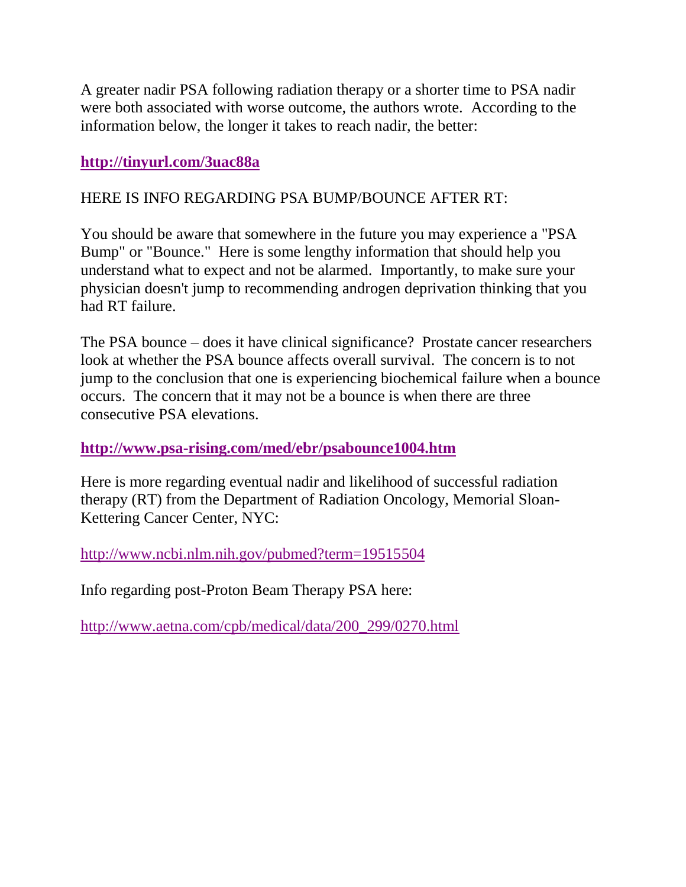A greater nadir PSA following radiation therapy or a shorter time to PSA nadir were both associated with worse outcome, the authors wrote. According to the information below, the longer it takes to reach nadir, the better:

**http://tinyurl.com/3uac88a**

HERE IS INFO REGARDING PSA BUMP/BOUNCE AFTER RT:

You should be aware that somewhere in the future you may experience a "PSA Bump" or "Bounce." Here is some lengthy information that should help you understand what to expect and not be alarmed. Importantly, to make sure your physician doesn't jump to recommending androgen deprivation thinking that you had RT failure.

The PSA bounce – does it have clinical significance? Prostate cancer researchers look at whether the PSA bounce affects overall survival. The concern is to not jump to the conclusion that one is experiencing biochemical failure when a bounce occurs. The concern that it may not be a bounce is when there are three consecutive PSA elevations.

**http://www.psa-rising.com/med/ebr/psabounce1004.htm**

Here is more regarding eventual nadir and likelihood of successful radiation therapy (RT) from the Department of Radiation Oncology, Memorial Sloan-Kettering Cancer Center, NYC:

http://www.ncbi.nlm.nih.gov/pubmed?term=19515504

Info regarding post-Proton Beam Therapy PSA here:

http://www.aetna.com/cpb/medical/data/200_299/0270.html